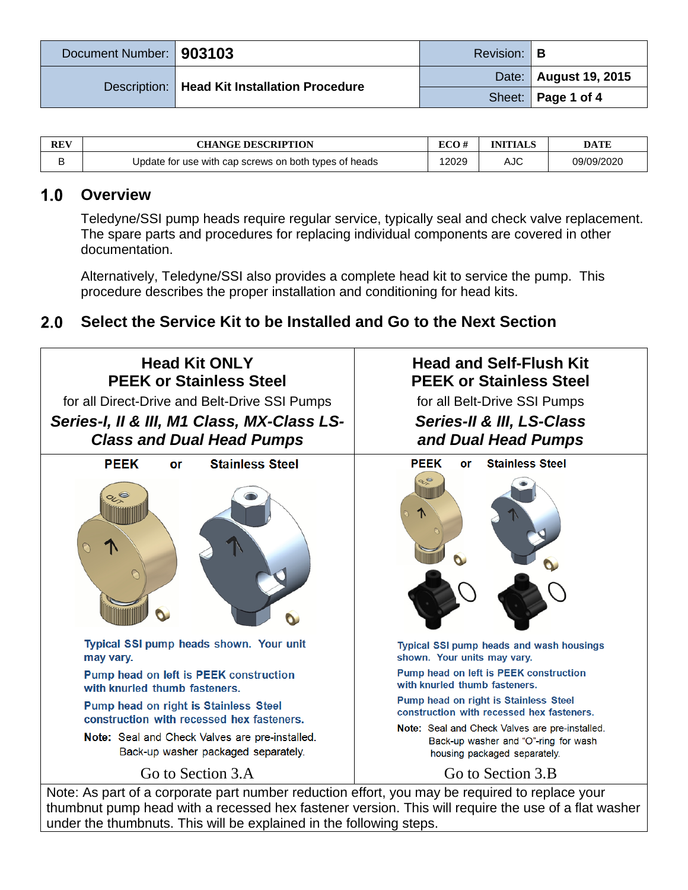| Document Number: | 903103 | Revision: | B |
|---|---|---|---|
| Description: | **Head Kit Installation Procedure** | Date: | **August 19, 2015** |
| | | Sheet: | **Page 1 of 4** |

| REV | CHANGE DESCRIPTION | ECO # | INITIALS | DATE |
|---|---|---|---|---|
| B | Update for use with cap screws on both types of heads | 12029 | AJC | 09/09/2020 |

## 1.0 Overview

Teledyne/SSI pump heads require regular service, typically seal and check valve replacement. The spare parts and procedures for replacing individual components are covered in other documentation.

Alternatively, Teledyne/SSI also provides a complete head kit to service the pump. This procedure describes the proper installation and conditioning for head kits.

## 2.0 Select the Service Kit to be Installed and Go to the Next Section

| **Head Kit ONLY**<br>**PEEK or Stainless Steel**<br>for all Direct-Drive and Belt-Drive SSI Pumps<br>***Series-I, II & III, M1 Class, MX-Class LS-Class and Dual Head Pumps*** | **Head and Self-Flush Kit**<br>**PEEK or Stainless Steel**<br>for all Belt-Drive SSI Pumps<br>***Series-II & III, LS-Class and Dual Head Pumps*** |
|---|---|
| **PEEK or Stainless Steel**<br><br>Typical SSI pump heads shown. Your unit may vary.<br><br>Pump head on left is PEEK construction with knurled thumb fasteners.<br><br>Pump head on right is Stainless Steel construction with recessed hex fasteners.<br><br>**Note:** Seal and Check Valves are pre-installed. Back-up washer packaged separately.<br><br>Go to Section 3.A | **PEEK or Stainless Steel**<br><br>Typical SSI pump heads and wash housings shown. Your units may vary.<br><br>Pump head on left is PEEK construction with knurled thumb fasteners.<br><br>Pump head on right is Stainless Steel construction with recessed hex fasteners.<br><br>**Note:** Seal and Check Valves are pre-installed. Back-up washer and "O"-ring for wash housing packaged separately.<br><br>Go to Section 3.B |

Note: As part of a corporate part number reduction effort, you may be required to replace your thumbnut pump head with a recessed hex fastener version. This will require the use of a flat washer under the thumbnuts. This will be explained in the following steps.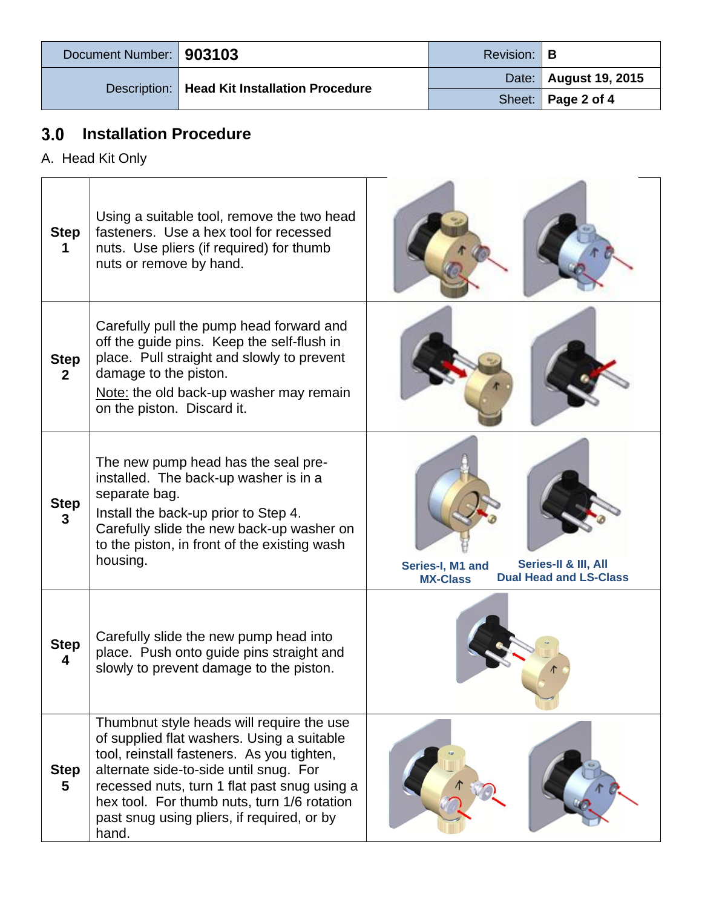| Document Number: | 903103 | Revision: | B |
|---|---|---|---|
| Description: | Head Kit Installation Procedure | Date: | August 19, 2015 |
| | | Sheet: | Page 2 of 4 |

## 3.0 Installation Procedure

A. Head Kit Only

| Step | Instruction | |
|---|---|---|
| **Step 1** | Using a suitable tool, remove the two head fasteners. Use a hex tool for recessed nuts. Use pliers (if required) for thumb nuts or remove by hand. | |
| **Step 2** | Carefully pull the pump head forward and off the guide pins. Keep the self-flush in place. Pull straight and slowly to prevent damage to the piston.<br>Note: the old back-up washer may remain on the piston. Discard it. | |
| **Step 3** | The new pump head has the seal pre-installed. The back-up washer is in a separate bag.<br>Install the back-up prior to Step 4. Carefully slide the new back-up washer on to the piston, in front of the existing wash housing. | **Series-I, M1 and MX-Class** &nbsp;&nbsp; **Series-II & III, All Dual Head and LS-Class** |
| **Step 4** | Carefully slide the new pump head into place. Push onto guide pins straight and slowly to prevent damage to the piston. | |
| **Step 5** | Thumbnut style heads will require the use of supplied flat washers. Using a suitable tool, reinstall fasteners. As you tighten, alternate side-to-side until snug. For recessed nuts, turn 1 flat past snug using a hex tool. For thumb nuts, turn 1/6 rotation past snug using pliers, if required, or by hand. | |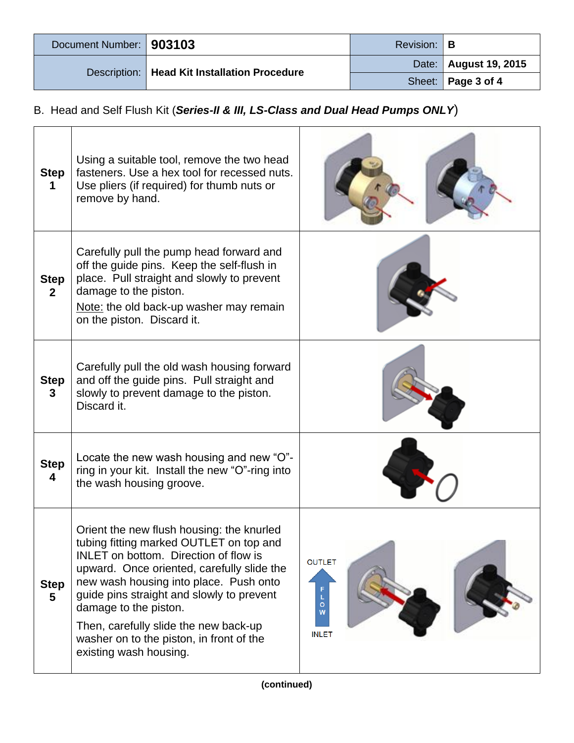| Document Number: | 903103 | Revision: | B |
|---|---|---|---|
| Description: | Head Kit Installation Procedure | Date: | August 19, 2015 |
| | | Sheet: | Page 3 of 4 |

B. Head and Self Flush Kit (***Series-II & III, LS-Class and Dual Head Pumps ONLY***)

| | | |
|---|---|---|
| **Step 1** | Using a suitable tool, remove the two head fasteners. Use a hex tool for recessed nuts. Use pliers (if required) for thumb nuts or remove by hand. | |
| **Step 2** | Carefully pull the pump head forward and off the guide pins. Keep the self-flush in place. Pull straight and slowly to prevent damage to the piston.<br>Note: the old back-up washer may remain on the piston. Discard it. | |
| **Step 3** | Carefully pull the old wash housing forward and off the guide pins. Pull straight and slowly to prevent damage to the piston. Discard it. | |
| **Step 4** | Locate the new wash housing and new "O"-ring in your kit. Install the new "O"-ring into the wash housing groove. | |
| **Step 5** | Orient the new flush housing: the knurled tubing fitting marked OUTLET on top and INLET on bottom. Direction of flow is upward. Once oriented, carefully slide the new wash housing into place. Push onto guide pins straight and slowly to prevent damage to the piston.<br>Then, carefully slide the new back-up washer on to the piston, in front of the existing wash housing. | OUTLET<br>FLOW<br>INLET |

**(continued)**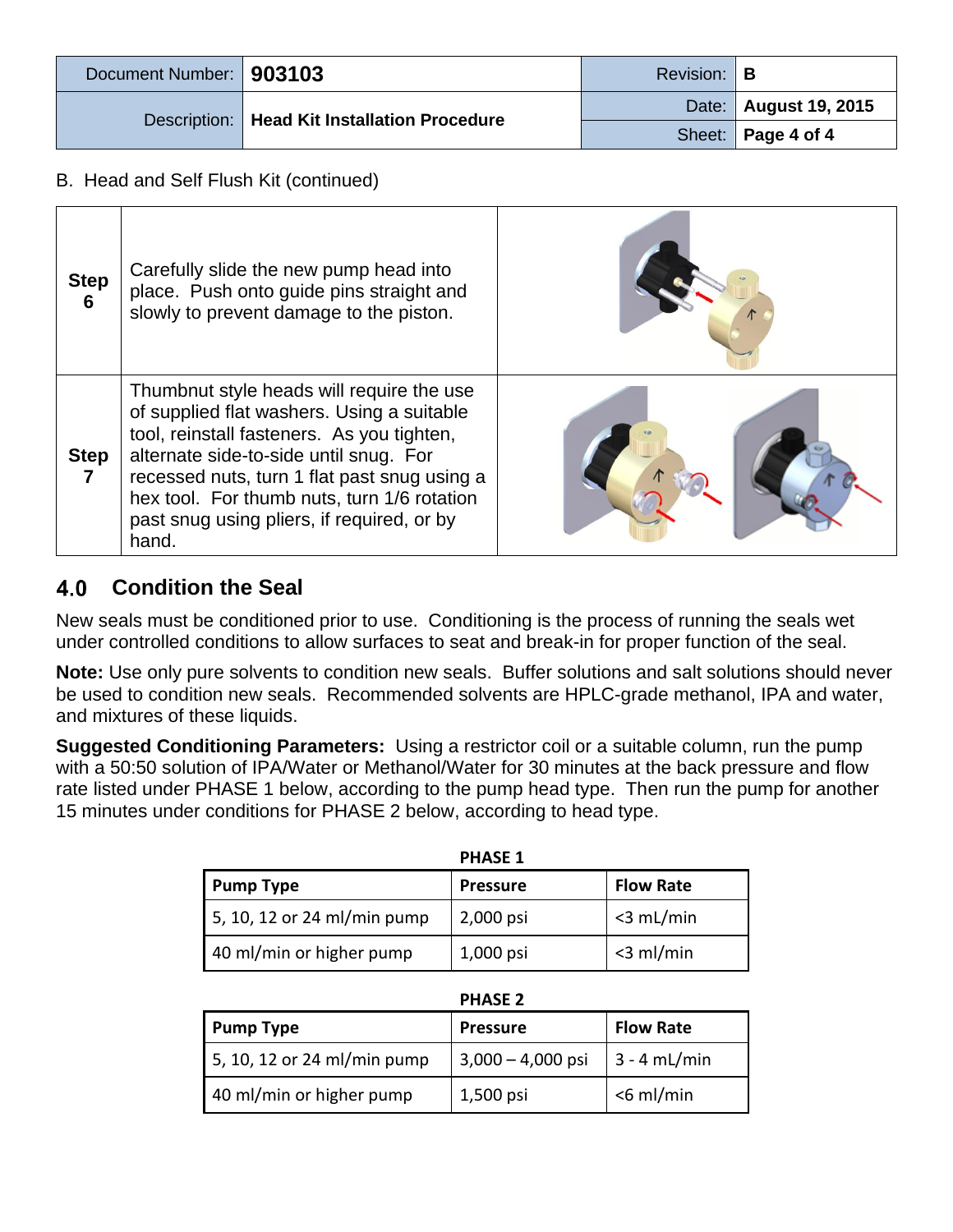B. Head and Self Flush Kit (continued)

| | | |
|---|---|---|
| **Step 6** | Carefully slide the new pump head into place. Push onto guide pins straight and slowly to prevent damage to the piston. | |
| **Step 7** | Thumbnut style heads will require the use of supplied flat washers. Using a suitable tool, reinstall fasteners. As you tighten, alternate side-to-side until snug. For recessed nuts, turn 1 flat past snug using a hex tool. For thumb nuts, turn 1/6 rotation past snug using pliers, if required, or by hand. | |

## 4.0 Condition the Seal

New seals must be conditioned prior to use. Conditioning is the process of running the seals wet under controlled conditions to allow surfaces to seat and break-in for proper function of the seal.

**Note:** Use only pure solvents to condition new seals. Buffer solutions and salt solutions should never be used to condition new seals. Recommended solvents are HPLC-grade methanol, IPA and water, and mixtures of these liquids.

**Suggested Conditioning Parameters:** Using a restrictor coil or a suitable column, run the pump with a 50:50 solution of IPA/Water or Methanol/Water for 30 minutes at the back pressure and flow rate listed under PHASE 1 below, according to the pump head type. Then run the pump for another 15 minutes under conditions for PHASE 2 below, according to head type.

**PHASE 1**

| Pump Type | Pressure | Flow Rate |
|---|---|---|
| 5, 10, 12 or 24 ml/min pump | 2,000 psi | <3 mL/min |
| 40 ml/min or higher pump | 1,000 psi | <3 ml/min |

**PHASE 2**

| Pump Type | Pressure | Flow Rate |
|---|---|---|
| 5, 10, 12 or 24 ml/min pump | 3,000 – 4,000 psi | 3 - 4 mL/min |
| 40 ml/min or higher pump | 1,500 psi | <6 ml/min |